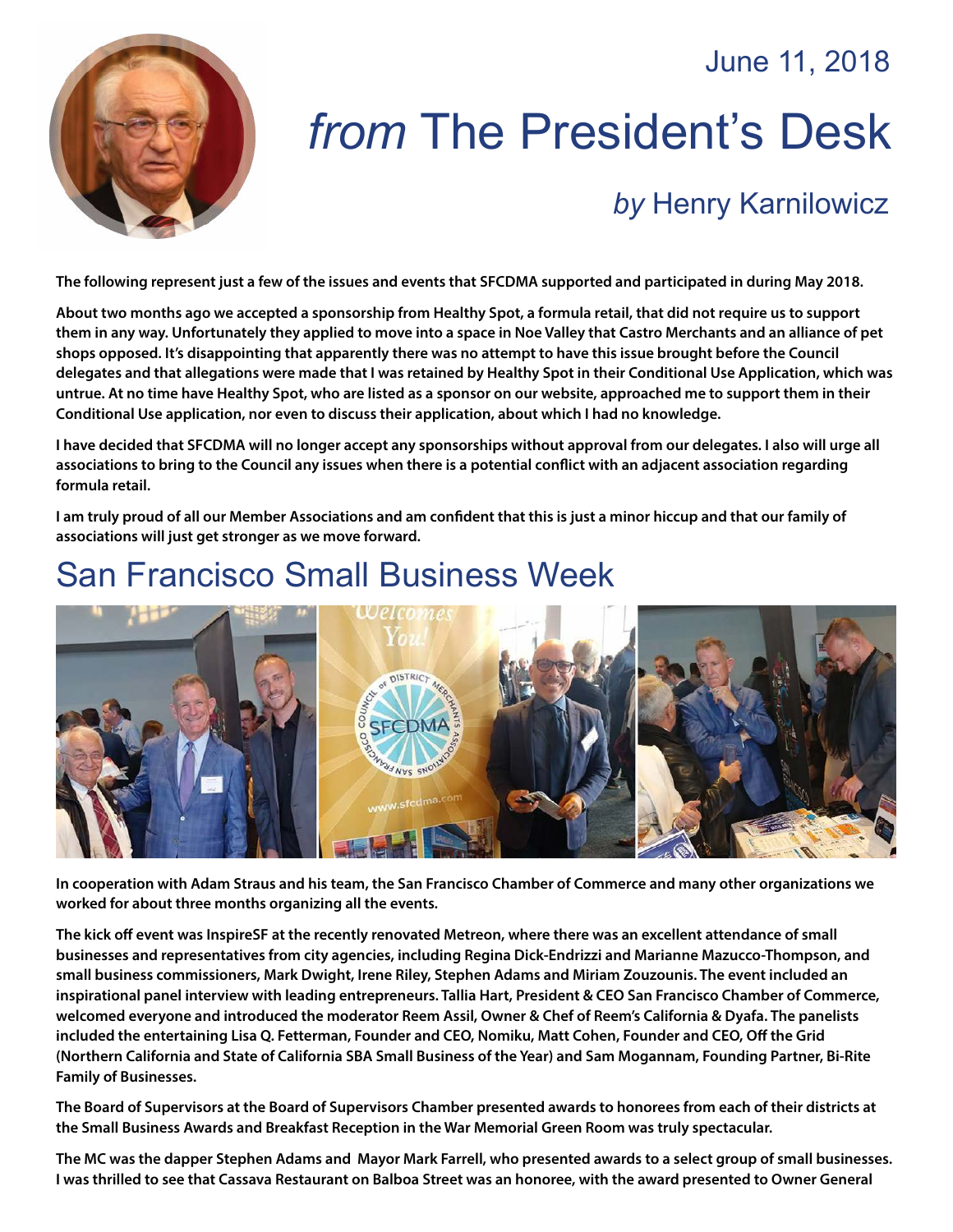June 11, 2018

# *from* The President's Desk

## *by* Henry Karnilowicz

**The following represent just a few of the issues and events that SFCDMA supported and participated in during May 2018.**

**About two months ago we accepted a sponsorship from Healthy Spot, a formula retail, that did not require us to support them in any way. Unfortunately they applied to move into a space in Noe Valley that Castro Merchants and an alliance of pet shops opposed. It's disappointing that apparently there was no attempt to have this issue brought before the Council delegates and that allegations were made that I was retained by Healthy Spot in their Conditional Use Application, which was untrue. At no time have Healthy Spot, who are listed as a sponsor on our website, approached me to support them in their Conditional Use application, nor even to discuss their application, about which I had no knowledge.**

**I have decided that SFCDMA will no longer accept any sponsorships without approval from our delegates. I also will urge all associations to bring to the Council any issues when there is a potential conflict with an adjacent association regarding formula retail.**

**I am truly proud of all our Member Associations and am confident that this is just a minor hiccup and that our family of associations will just get stronger as we move forward.**

## San Francisco Small Business Week

**In cooperation with Adam Straus and his team, the San Francisco Chamber of Commerce and many other organizations we worked for about three months organizing all the events.**

**The kick off event was InspireSF at the recently renovated Metreon, where there was an excellent attendance of small businesses and representatives from city agencies, including Regina Dick-Endrizzi and Marianne Mazucco-Thompson, and small business commissioners, Mark Dwight, Irene Riley, Stephen Adams and Miriam Zouzounis. The event included an inspirational panel interview with leading entrepreneurs. Tallia Hart, President & CEO San Francisco Chamber of Commerce, welcomed everyone and introduced the moderator Reem Assil, Owner & Chef of Reem's California & Dyafa. The panelists included the entertaining Lisa Q. Fetterman, Founder and CEO, Nomiku, Matt Cohen, Founder and CEO, Off the Grid (Northern California and State of California SBA Small Business of the Year) and Sam Mogannam, Founding Partner, Bi-Rite Family of Businesses.**

**The Board of Supervisors at the Board of Supervisors Chamber presented awards to honorees from each of their districts at the Small Business Awards and Breakfast Reception in the War Memorial Green Room was truly spectacular.**

**The MC was the dapper Stephen Adams and Mayor Mark Farrell, who presented awards to a select group of small businesses. I was thrilled to see that Cassava Restaurant on Balboa Street was an honoree, with the award presented to Owner General**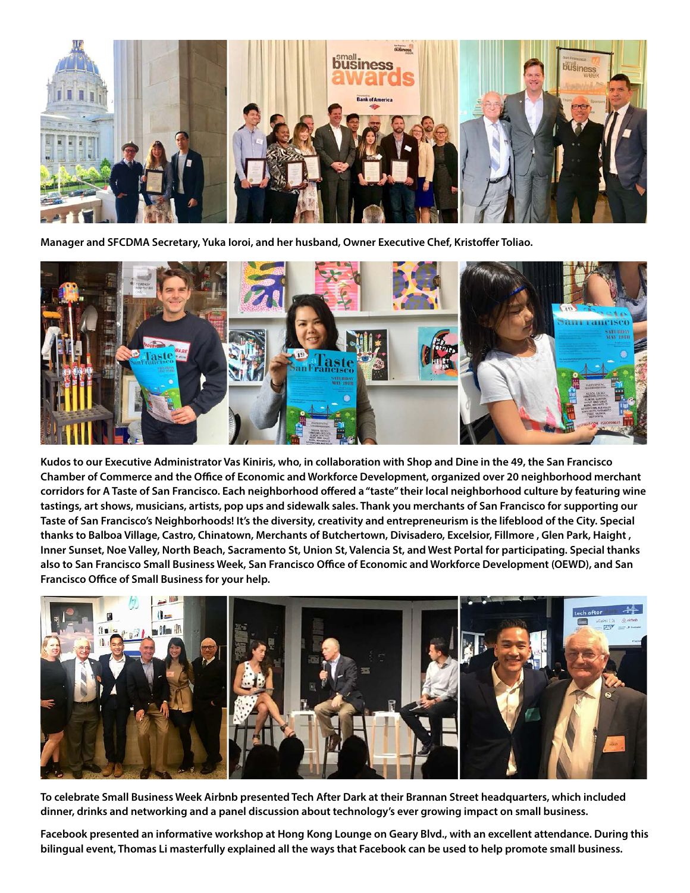**Manager and SFCDMA Secretary, Yuka Ioroi, and her husband, Owner Executive Chef, Kristoffer Toliao.**

**Kudos to our Executive Administrator Vas Kiniris, who, in collaboration with Shop and Dine in the 49, the San Francisco Chamber of Commerce and the Office of Economic and Workforce Development, organized over 20 neighborhood merchant corridors for A Taste of San Francisco. Each neighborhood offered a "taste" their local neighborhood culture by featuring wine tastings, art shows, musicians, artists, pop ups and sidewalk sales. Thank you merchants of San Francisco for supporting our Taste of San Francisco's Neighborhoods! It's the diversity, creativity and entrepreneurism is the lifeblood of the City. Special thanks to Balboa Village, Castro, Chinatown, Merchants of Butchertown, Divisadero, Excelsior, Fillmore , Glen Park, Haight , Inner Sunset, Noe Valley, North Beach, Sacramento St, Union St, Valencia St, and West Portal for participating. Special thanks also to San Francisco Small Business Week, San Francisco Office of Economic and Workforce Development (OEWD), and San Francisco Office of Small Business for your help.**

**To celebrate Small Business Week Airbnb presented Tech After Dark at their Brannan Street headquarters, which included dinner, drinks and networking and a panel discussion about technology's ever growing impact on small business.**

**Facebook presented an informative workshop at Hong Kong Lounge on Geary Blvd., with an excellent attendance. During this bilingual event, Thomas Li masterfully explained all the ways that Facebook can be used to help promote small business.**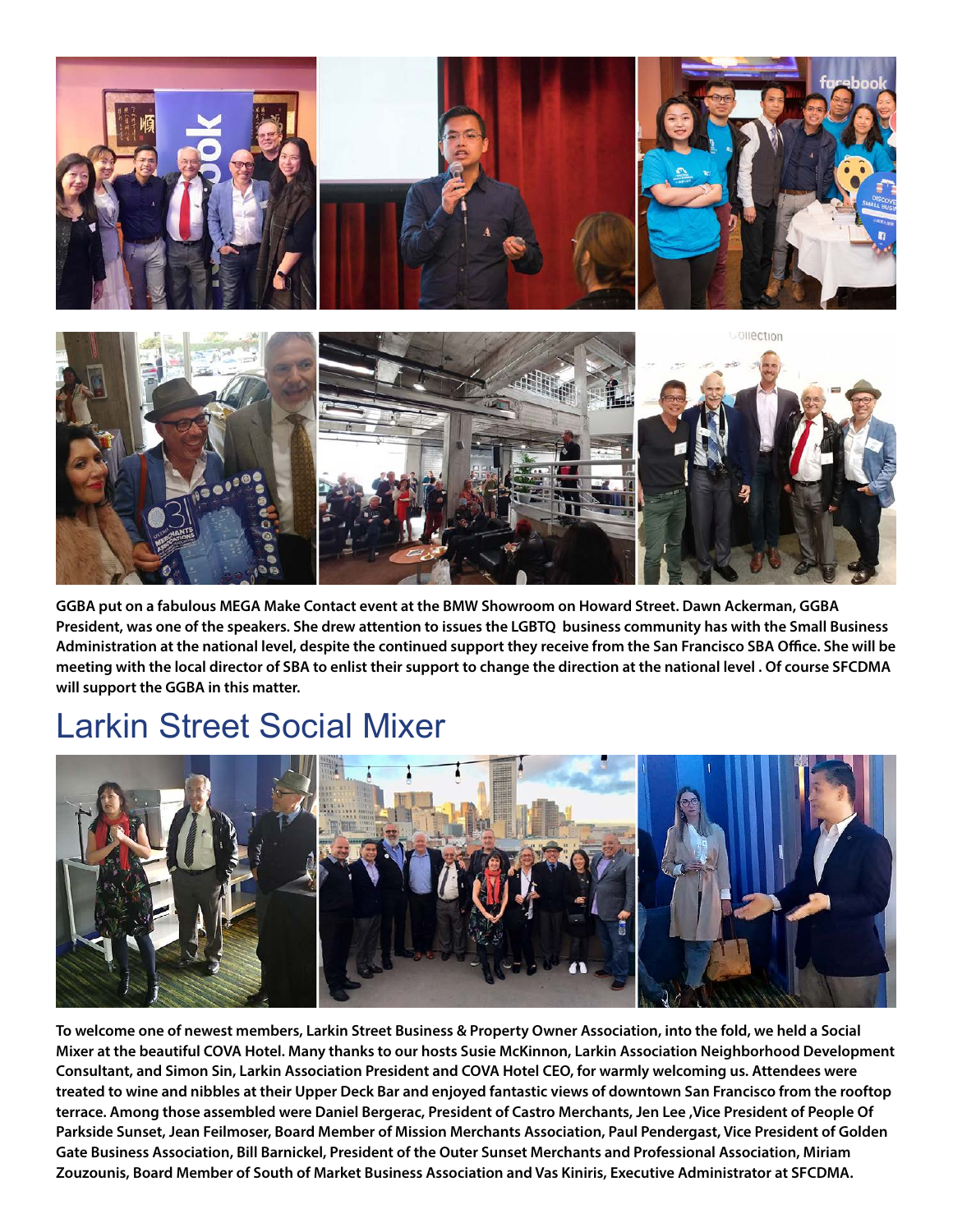**GGBA put on a fabulous MEGA Make Contact event at the BMW Showroom on Howard Street. Dawn Ackerman, GGBA President, was one of the speakers. She drew attention to issues the LGBTQ business community has with the Small Business Administration at the national level, despite the continued support they receive from the San Francisco SBA Office. She will be meeting with the local director of SBA to enlist their support to change the direction at the national level . Of course SFCDMA will support the GGBA in this matter.**

## Larkin Street Social Mixer

**To welcome one of newest members, Larkin Street Business & Property Owner Association, into the fold, we held a Social Mixer at the beautiful COVA Hotel. Many thanks to our hosts Susie McKinnon, Larkin Association Neighborhood Development Consultant, and Simon Sin, Larkin Association President and COVA Hotel CEO, for warmly welcoming us. Attendees were treated to wine and nibbles at their Upper Deck Bar and enjoyed fantastic views of downtown San Francisco from the rooftop terrace. Among those assembled were Daniel Bergerac, President of Castro Merchants, Jen Lee ,Vice President of People Of Parkside Sunset, Jean Feilmoser, Board Member of Mission Merchants Association, Paul Pendergast, Vice President of Golden Gate Business Association, Bill Barnickel, President of the Outer Sunset Merchants and Professional Association, Miriam Zouzounis, Board Member of South of Market Business Association and Vas Kiniris, Executive Administrator at SFCDMA.**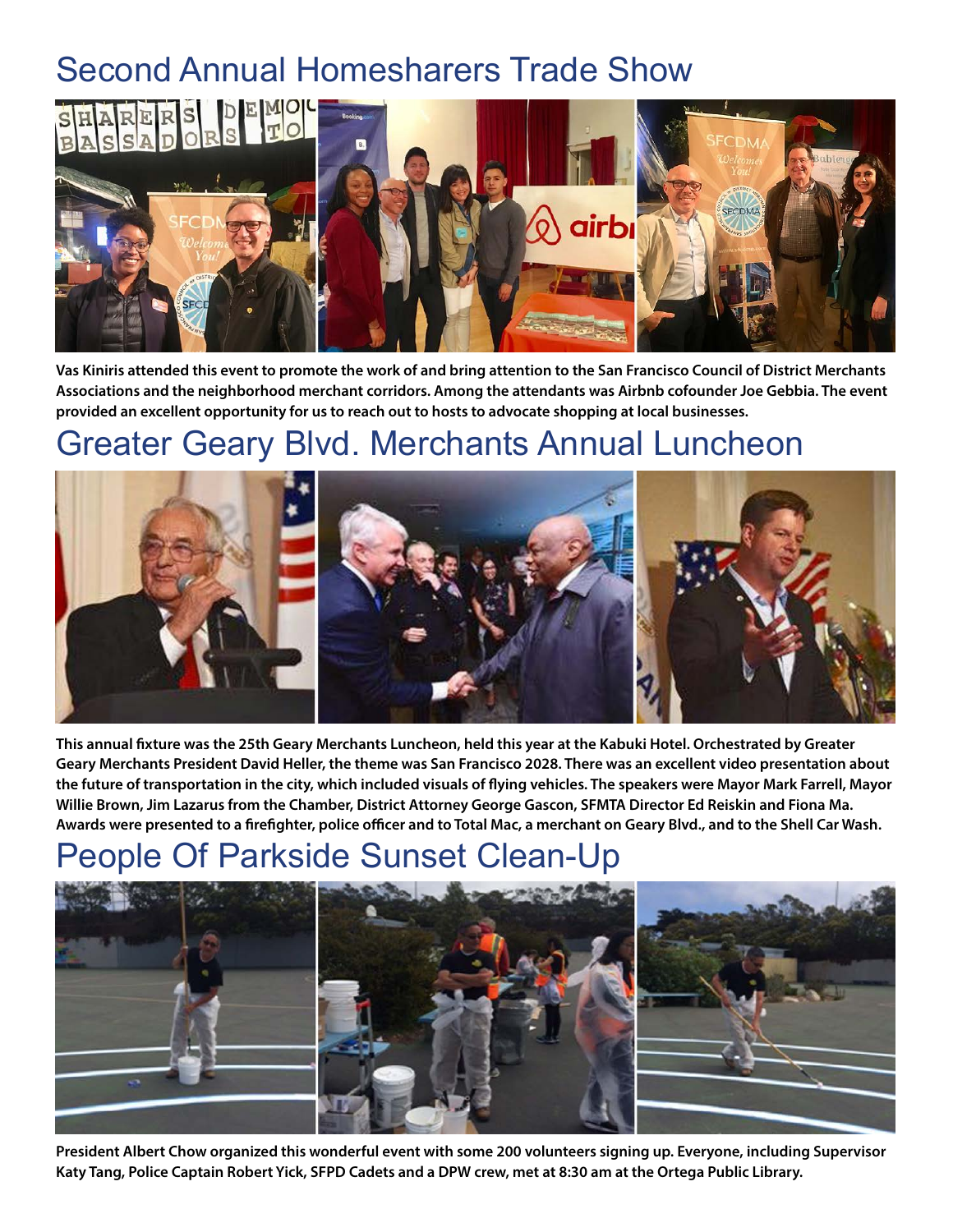# Second Annual Homesharers Trade Show

**Vas Kiniris attended this event to promote the work of and bring attention to the San Francisco Council of District Merchants Associations and the neighborhood merchant corridors. Among the attendants was Airbnb cofounder Joe Gebbia. The event provided an excellent opportunity for us to reach out to hosts to advocate shopping at local businesses.**

# Greater Geary Blvd. Merchants Annual Luncheon

**This annual fixture was the 25th Geary Merchants Luncheon, held this year at the Kabuki Hotel. Orchestrated by Greater Geary Merchants President David Heller, the theme was San Francisco 2028. There was an excellent video presentation about the future of transportation in the city, which included visuals of flying vehicles. The speakers were Mayor Mark Farrell, Mayor Willie Brown, Jim Lazarus from the Chamber, District Attorney George Gascon, SFMTA Director Ed Reiskin and Fiona Ma. Awards were presented to a firefighter, police officer and to Total Mac, a merchant on Geary Blvd., and to the Shell Car Wash.**

# People Of Parkside Sunset Clean-Up

**President Albert Chow organized this wonderful event with some 200 volunteers signing up. Everyone, including Supervisor Katy Tang, Police Captain Robert Yick, SFPD Cadets and a DPW crew, met at 8:30 am at the Ortega Public Library.**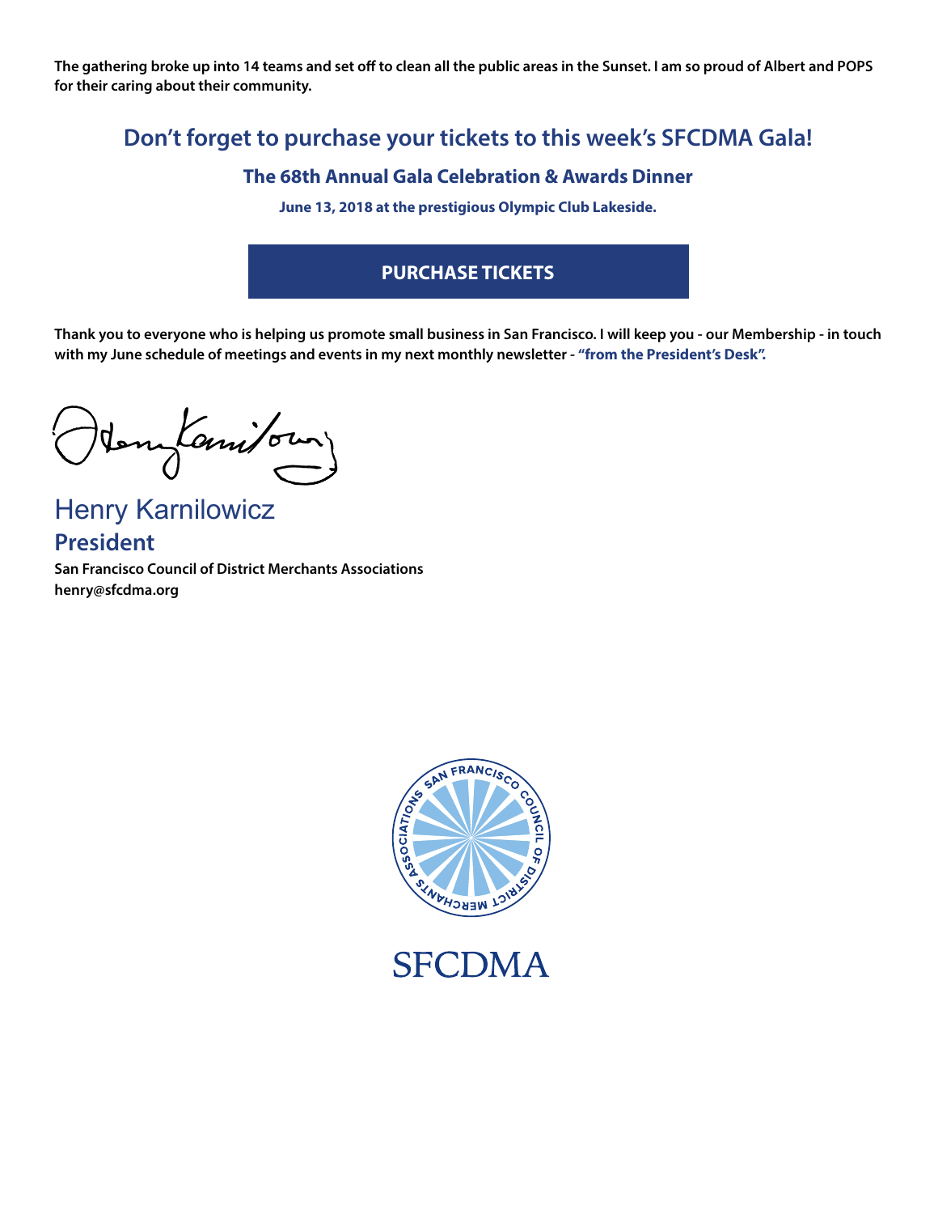**The gathering broke up into 14 teams and set off to clean all the public areas in the Sunset. I am so proud of Albert and POPS for their caring about their community.**

## Don't forget to purchase your tickets to this week's SFCDMA Gala!

### The 68th Annual Gala Celebration & Awards Dinner

**June 13, 2018 at the prestigious Olympic Club Lakeside.**

**PURCHASE TICKETS**

**Thank you to everyone who is helping us promote small business in San Francisco. I will keep you - our Membership - in touch with my June schedule of meetings and events in my next monthly newsletter - "from the President's Desk".**

Henry Karnilowicz

**President**

**San Francisco Council of District Merchants Associations**
**henry@sfcdma.org**

SFCDMA